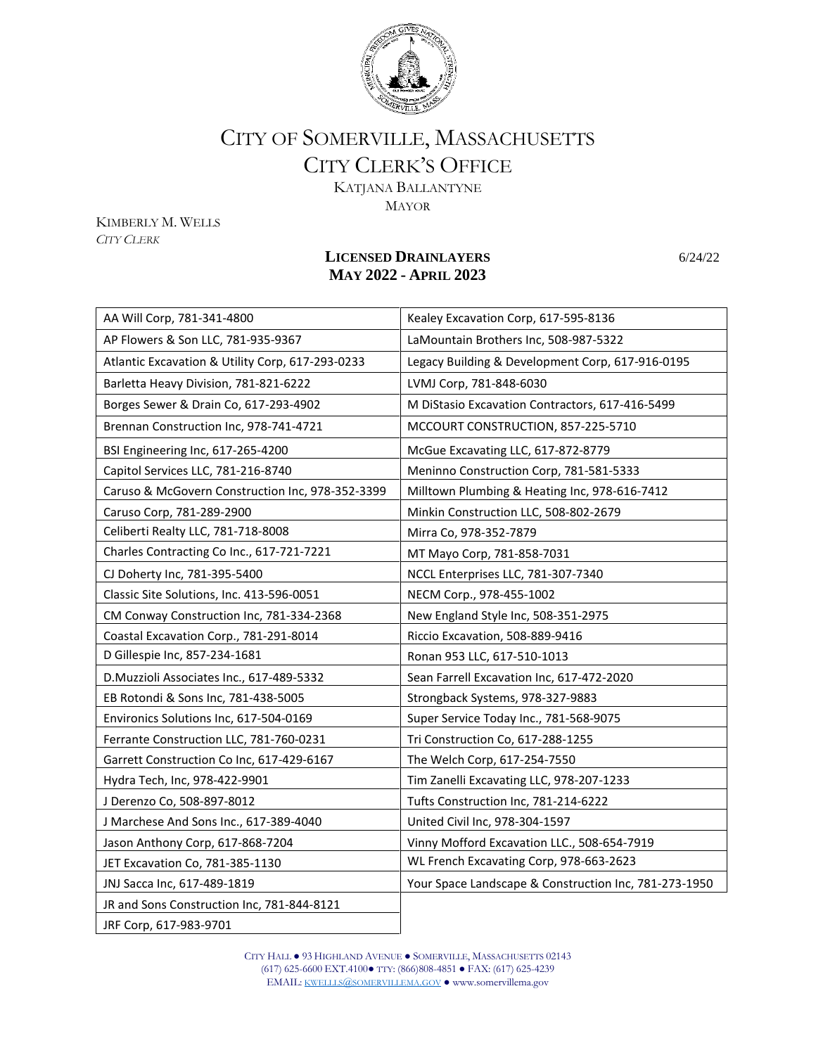# CITY OF SOMERVILLE, MASSACHUSETTS
## CITY CLERK'S OFFICE

KATJANA BALLANTYNE
MAYOR

KIMBERLY M. WELLS
*CITY CLERK*

**LICENSED DRAINLAYERS**
**MAY 2022 - APRIL 2023**

6/24/22

| | |
|---|---|
| AA Will Corp, 781-341-4800 | Kealey Excavation Corp, 617-595-8136 |
| AP Flowers & Son LLC, 781-935-9367 | LaMountain Brothers Inc, 508-987-5322 |
| Atlantic Excavation & Utility Corp, 617-293-0233 | Legacy Building & Development Corp, 617-916-0195 |
| Barletta Heavy Division, 781-821-6222 | LVMJ Corp, 781-848-6030 |
| Borges Sewer & Drain Co, 617-293-4902 | M DiStasio Excavation Contractors, 617-416-5499 |
| Brennan Construction Inc, 978-741-4721 | MCCOURT CONSTRUCTION, 857-225-5710 |
| BSI Engineering Inc, 617-265-4200 | McGue Excavating LLC, 617-872-8779 |
| Capitol Services LLC, 781-216-8740 | Meninno Construction Corp, 781-581-5333 |
| Caruso & McGovern Construction Inc, 978-352-3399 | Milltown Plumbing & Heating Inc, 978-616-7412 |
| Caruso Corp, 781-289-2900 | Minkin Construction LLC, 508-802-2679 |
| Celiberti Realty LLC, 781-718-8008 | Mirra Co, 978-352-7879 |
| Charles Contracting Co Inc., 617-721-7221 | MT Mayo Corp, 781-858-7031 |
| CJ Doherty Inc, 781-395-5400 | NCCL Enterprises LLC, 781-307-7340 |
| Classic Site Solutions, Inc. 413-596-0051 | NECM Corp., 978-455-1002 |
| CM Conway Construction Inc, 781-334-2368 | New England Style Inc, 508-351-2975 |
| Coastal Excavation Corp., 781-291-8014 | Riccio Excavation, 508-889-9416 |
| D Gillespie Inc, 857-234-1681 | Ronan 953 LLC, 617-510-1013 |
| D.Muzzioli Associates Inc., 617-489-5332 | Sean Farrell Excavation Inc, 617-472-2020 |
| EB Rotondi & Sons Inc, 781-438-5005 | Strongback Systems, 978-327-9883 |
| Environics Solutions Inc, 617-504-0169 | Super Service Today Inc., 781-568-9075 |
| Ferrante Construction LLC, 781-760-0231 | Tri Construction Co, 617-288-1255 |
| Garrett Construction Co Inc, 617-429-6167 | The Welch Corp, 617-254-7550 |
| Hydra Tech, Inc, 978-422-9901 | Tim Zanelli Excavating LLC, 978-207-1233 |
| J Derenzo Co, 508-897-8012 | Tufts Construction Inc, 781-214-6222 |
| J Marchese And Sons Inc., 617-389-4040 | United Civil Inc, 978-304-1597 |
| Jason Anthony Corp, 617-868-7204 | Vinny Mofford Excavation LLC., 508-654-7919 |
| JET Excavation Co, 781-385-1130 | WL French Excavating Corp, 978-663-2623 |
| JNJ Sacca Inc, 617-489-1819 | Your Space Landscape & Construction Inc, 781-273-1950 |
| JR and Sons Construction Inc, 781-844-8121 | |
| JRF Corp, 617-983-9701 | |

CITY HALL ● 93 HIGHLAND AVENUE ● SOMERVILLE, MASSACHUSETTS 02143
(617) 625-6600 EXT.4100● TTY: (866)808-4851 ● FAX: (617) 625-4239
EMAIL: KWELLLS@SOMERVILLEMA.GOV ● www.somervillema.gov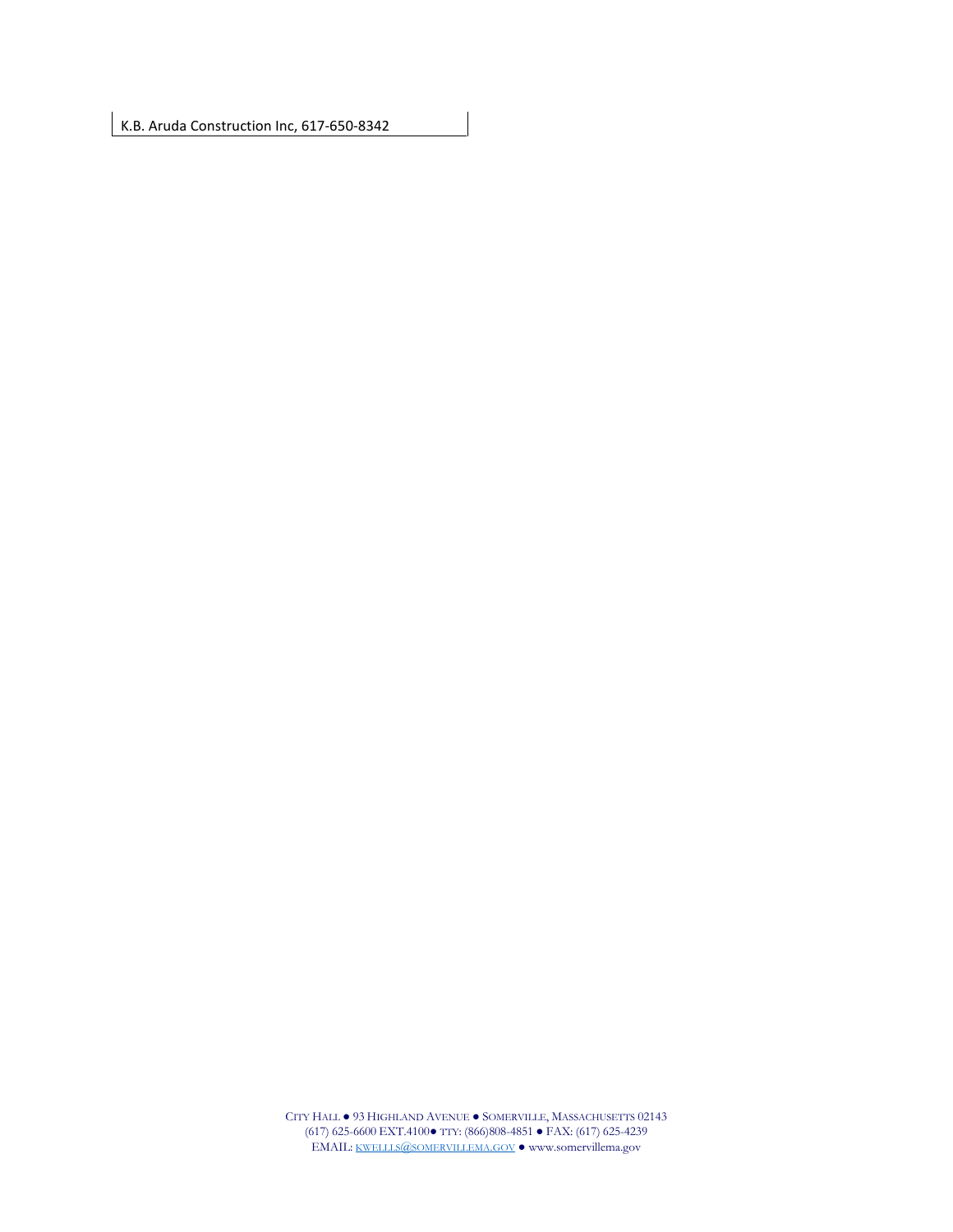| |
|---|
| K.B. Aruda Construction Inc, 617-650-8342 |